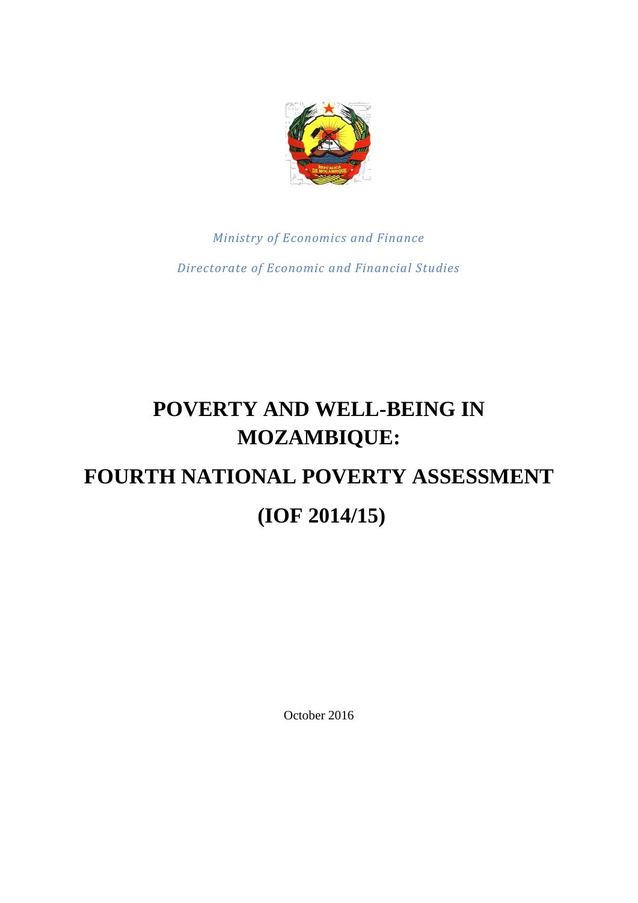*Ministry of Economics and Finance*

*Directorate of Economic and Financial Studies*

# POVERTY AND WELL-BEING IN MOZAMBIQUE:

# FOURTH NATIONAL POVERTY ASSESSMENT

# (IOF 2014/15)

October 2016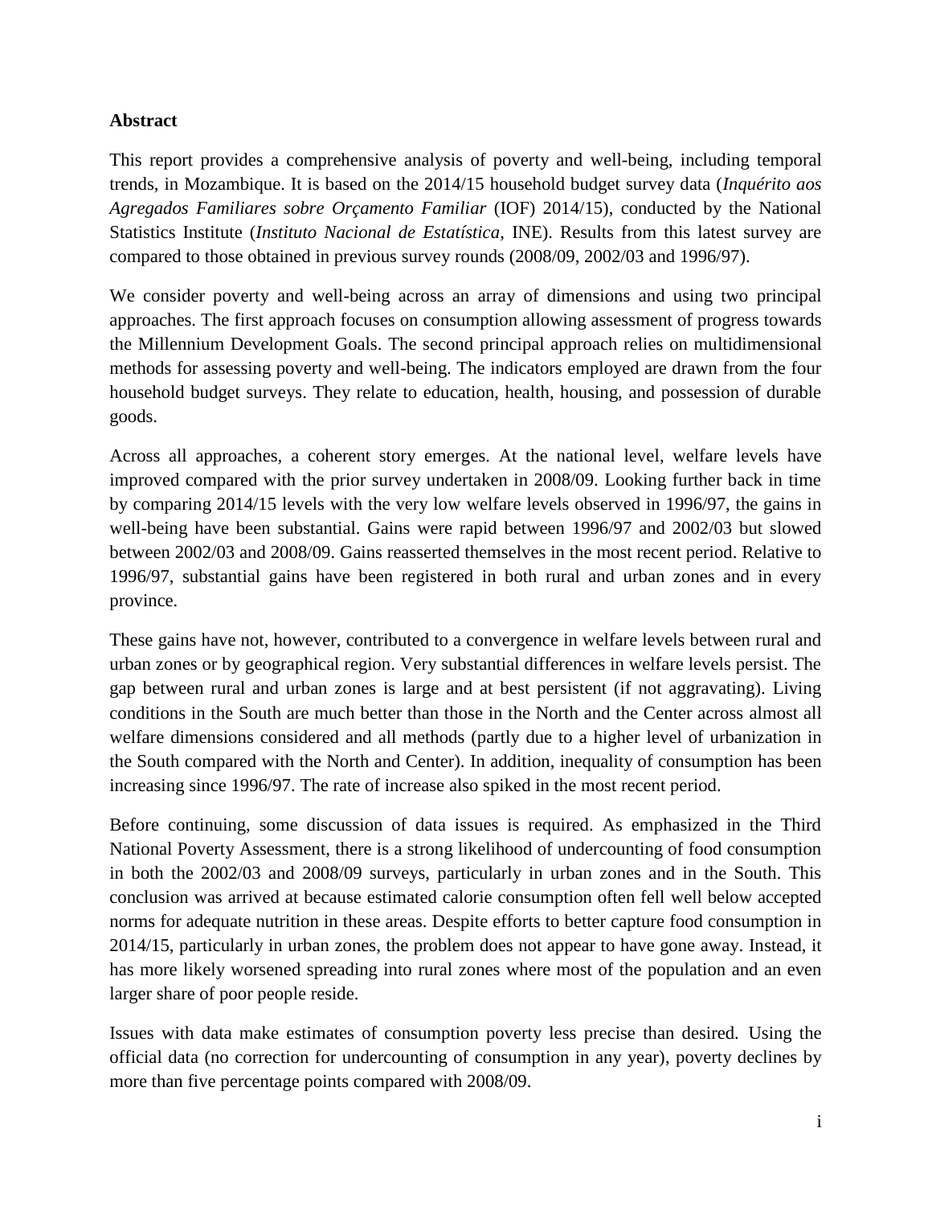## Abstract

This report provides a comprehensive analysis of poverty and well-being, including temporal trends, in Mozambique. It is based on the 2014/15 household budget survey data (*Inquérito aos Agregados Familiares sobre Orçamento Familiar* (IOF) 2014/15), conducted by the National Statistics Institute (*Instituto Nacional de Estatística*, INE). Results from this latest survey are compared to those obtained in previous survey rounds (2008/09, 2002/03 and 1996/97).

We consider poverty and well-being across an array of dimensions and using two principal approaches. The first approach focuses on consumption allowing assessment of progress towards the Millennium Development Goals. The second principal approach relies on multidimensional methods for assessing poverty and well-being. The indicators employed are drawn from the four household budget surveys. They relate to education, health, housing, and possession of durable goods.

Across all approaches, a coherent story emerges. At the national level, welfare levels have improved compared with the prior survey undertaken in 2008/09. Looking further back in time by comparing 2014/15 levels with the very low welfare levels observed in 1996/97, the gains in well-being have been substantial. Gains were rapid between 1996/97 and 2002/03 but slowed between 2002/03 and 2008/09. Gains reasserted themselves in the most recent period. Relative to 1996/97, substantial gains have been registered in both rural and urban zones and in every province.

These gains have not, however, contributed to a convergence in welfare levels between rural and urban zones or by geographical region. Very substantial differences in welfare levels persist. The gap between rural and urban zones is large and at best persistent (if not aggravating). Living conditions in the South are much better than those in the North and the Center across almost all welfare dimensions considered and all methods (partly due to a higher level of urbanization in the South compared with the North and Center). In addition, inequality of consumption has been increasing since 1996/97. The rate of increase also spiked in the most recent period.

Before continuing, some discussion of data issues is required. As emphasized in the Third National Poverty Assessment, there is a strong likelihood of undercounting of food consumption in both the 2002/03 and 2008/09 surveys, particularly in urban zones and in the South. This conclusion was arrived at because estimated calorie consumption often fell well below accepted norms for adequate nutrition in these areas. Despite efforts to better capture food consumption in 2014/15, particularly in urban zones, the problem does not appear to have gone away. Instead, it has more likely worsened spreading into rural zones where most of the population and an even larger share of poor people reside.

Issues with data make estimates of consumption poverty less precise than desired. Using the official data (no correction for undercounting of consumption in any year), poverty declines by more than five percentage points compared with 2008/09.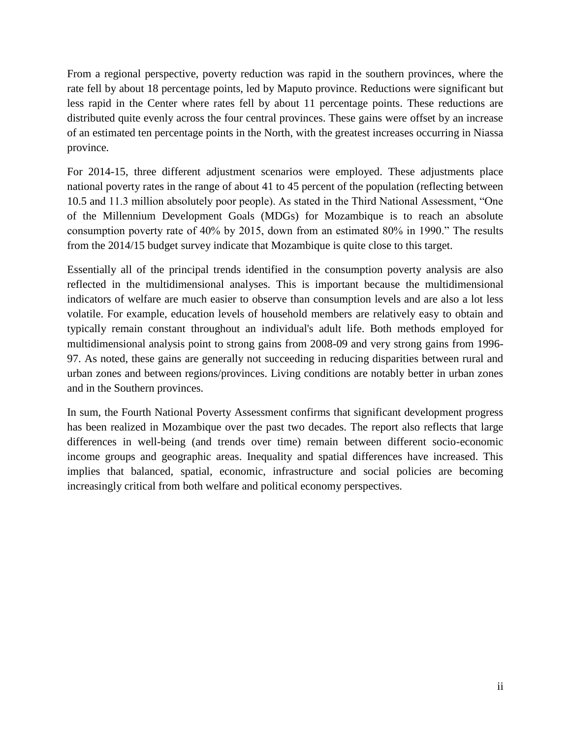From a regional perspective, poverty reduction was rapid in the southern provinces, where the rate fell by about 18 percentage points, led by Maputo province. Reductions were significant but less rapid in the Center where rates fell by about 11 percentage points. These reductions are distributed quite evenly across the four central provinces. These gains were offset by an increase of an estimated ten percentage points in the North, with the greatest increases occurring in Niassa province.

For 2014-15, three different adjustment scenarios were employed. These adjustments place national poverty rates in the range of about 41 to 45 percent of the population (reflecting between 10.5 and 11.3 million absolutely poor people). As stated in the Third National Assessment, "One of the Millennium Development Goals (MDGs) for Mozambique is to reach an absolute consumption poverty rate of 40% by 2015, down from an estimated 80% in 1990." The results from the 2014/15 budget survey indicate that Mozambique is quite close to this target.

Essentially all of the principal trends identified in the consumption poverty analysis are also reflected in the multidimensional analyses. This is important because the multidimensional indicators of welfare are much easier to observe than consumption levels and are also a lot less volatile. For example, education levels of household members are relatively easy to obtain and typically remain constant throughout an individual's adult life. Both methods employed for multidimensional analysis point to strong gains from 2008-09 and very strong gains from 1996-97. As noted, these gains are generally not succeeding in reducing disparities between rural and urban zones and between regions/provinces. Living conditions are notably better in urban zones and in the Southern provinces.

In sum, the Fourth National Poverty Assessment confirms that significant development progress has been realized in Mozambique over the past two decades. The report also reflects that large differences in well-being (and trends over time) remain between different socio-economic income groups and geographic areas. Inequality and spatial differences have increased. This implies that balanced, spatial, economic, infrastructure and social policies are becoming increasingly critical from both welfare and political economy perspectives.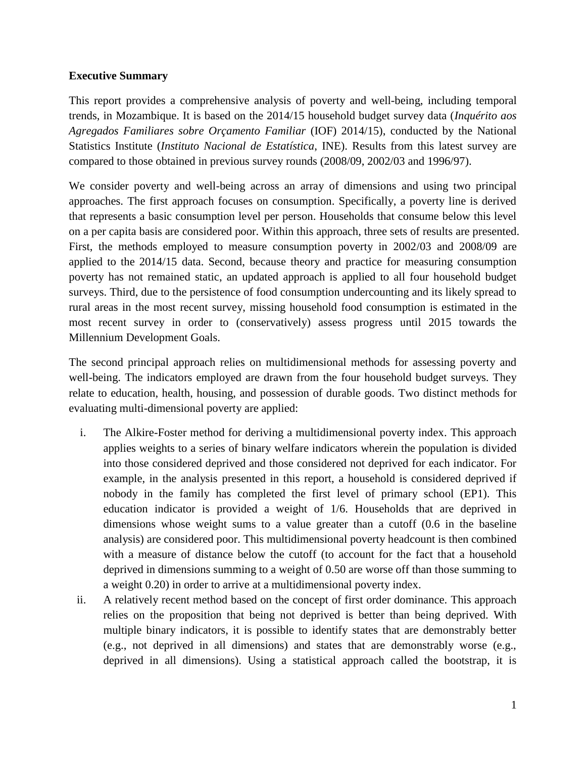**Executive Summary**

This report provides a comprehensive analysis of poverty and well-being, including temporal trends, in Mozambique. It is based on the 2014/15 household budget survey data (*Inquérito aos Agregados Familiares sobre Orçamento Familiar* (IOF) 2014/15), conducted by the National Statistics Institute (*Instituto Nacional de Estatística*, INE). Results from this latest survey are compared to those obtained in previous survey rounds (2008/09, 2002/03 and 1996/97).

We consider poverty and well-being across an array of dimensions and using two principal approaches. The first approach focuses on consumption. Specifically, a poverty line is derived that represents a basic consumption level per person. Households that consume below this level on a per capita basis are considered poor. Within this approach, three sets of results are presented. First, the methods employed to measure consumption poverty in 2002/03 and 2008/09 are applied to the 2014/15 data. Second, because theory and practice for measuring consumption poverty has not remained static, an updated approach is applied to all four household budget surveys. Third, due to the persistence of food consumption undercounting and its likely spread to rural areas in the most recent survey, missing household food consumption is estimated in the most recent survey in order to (conservatively) assess progress until 2015 towards the Millennium Development Goals.

The second principal approach relies on multidimensional methods for assessing poverty and well-being. The indicators employed are drawn from the four household budget surveys. They relate to education, health, housing, and possession of durable goods. Two distinct methods for evaluating multi-dimensional poverty are applied:

i. The Alkire-Foster method for deriving a multidimensional poverty index. This approach applies weights to a series of binary welfare indicators wherein the population is divided into those considered deprived and those considered not deprived for each indicator. For example, in the analysis presented in this report, a household is considered deprived if nobody in the family has completed the first level of primary school (EP1). This education indicator is provided a weight of 1/6. Households that are deprived in dimensions whose weight sums to a value greater than a cutoff (0.6 in the baseline analysis) are considered poor. This multidimensional poverty headcount is then combined with a measure of distance below the cutoff (to account for the fact that a household deprived in dimensions summing to a weight of 0.50 are worse off than those summing to a weight 0.20) in order to arrive at a multidimensional poverty index.
ii. A relatively recent method based on the concept of first order dominance. This approach relies on the proposition that being not deprived is better than being deprived. With multiple binary indicators, it is possible to identify states that are demonstrably better (e.g., not deprived in all dimensions) and states that are demonstrably worse (e.g., deprived in all dimensions). Using a statistical approach called the bootstrap, it is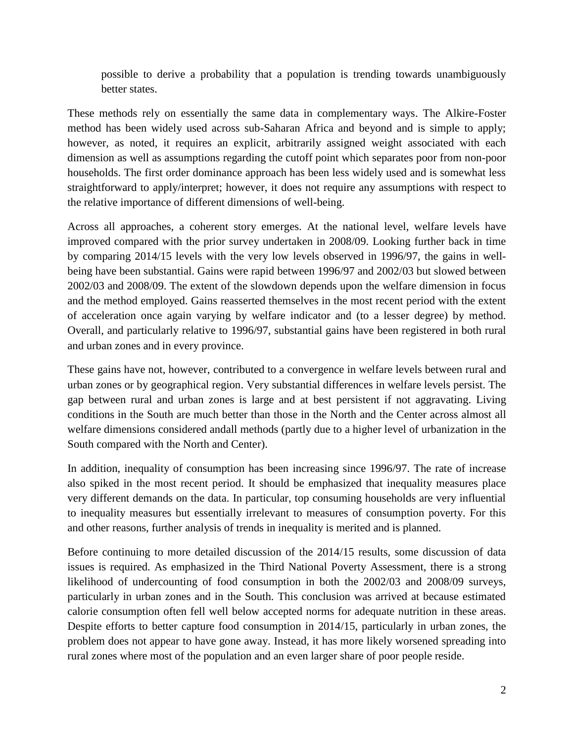possible to derive a probability that a population is trending towards unambiguously better states.

These methods rely on essentially the same data in complementary ways. The Alkire-Foster method has been widely used across sub-Saharan Africa and beyond and is simple to apply; however, as noted, it requires an explicit, arbitrarily assigned weight associated with each dimension as well as assumptions regarding the cutoff point which separates poor from non-poor households. The first order dominance approach has been less widely used and is somewhat less straightforward to apply/interpret; however, it does not require any assumptions with respect to the relative importance of different dimensions of well-being.

Across all approaches, a coherent story emerges. At the national level, welfare levels have improved compared with the prior survey undertaken in 2008/09. Looking further back in time by comparing 2014/15 levels with the very low levels observed in 1996/97, the gains in well-being have been substantial. Gains were rapid between 1996/97 and 2002/03 but slowed between 2002/03 and 2008/09. The extent of the slowdown depends upon the welfare dimension in focus and the method employed. Gains reasserted themselves in the most recent period with the extent of acceleration once again varying by welfare indicator and (to a lesser degree) by method. Overall, and particularly relative to 1996/97, substantial gains have been registered in both rural and urban zones and in every province.

These gains have not, however, contributed to a convergence in welfare levels between rural and urban zones or by geographical region. Very substantial differences in welfare levels persist. The gap between rural and urban zones is large and at best persistent if not aggravating. Living conditions in the South are much better than those in the North and the Center across almost all welfare dimensions considered andall methods (partly due to a higher level of urbanization in the South compared with the North and Center).

In addition, inequality of consumption has been increasing since 1996/97. The rate of increase also spiked in the most recent period. It should be emphasized that inequality measures place very different demands on the data. In particular, top consuming households are very influential to inequality measures but essentially irrelevant to measures of consumption poverty. For this and other reasons, further analysis of trends in inequality is merited and is planned.

Before continuing to more detailed discussion of the 2014/15 results, some discussion of data issues is required. As emphasized in the Third National Poverty Assessment, there is a strong likelihood of undercounting of food consumption in both the 2002/03 and 2008/09 surveys, particularly in urban zones and in the South. This conclusion was arrived at because estimated calorie consumption often fell well below accepted norms for adequate nutrition in these areas. Despite efforts to better capture food consumption in 2014/15, particularly in urban zones, the problem does not appear to have gone away. Instead, it has more likely worsened spreading into rural zones where most of the population and an even larger share of poor people reside.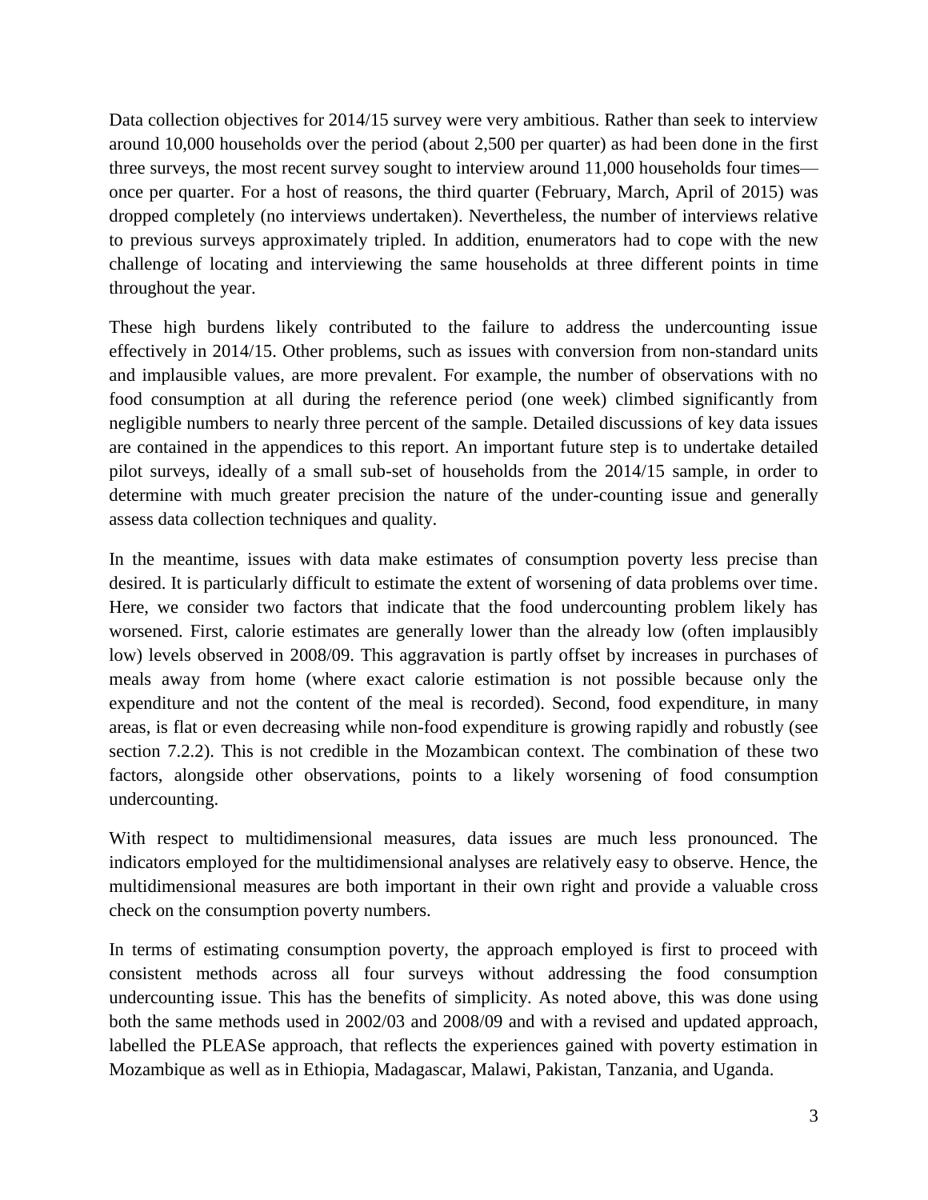Data collection objectives for 2014/15 survey were very ambitious. Rather than seek to interview around 10,000 households over the period (about 2,500 per quarter) as had been done in the first three surveys, the most recent survey sought to interview around 11,000 households four times—once per quarter. For a host of reasons, the third quarter (February, March, April of 2015) was dropped completely (no interviews undertaken). Nevertheless, the number of interviews relative to previous surveys approximately tripled. In addition, enumerators had to cope with the new challenge of locating and interviewing the same households at three different points in time throughout the year.

These high burdens likely contributed to the failure to address the undercounting issue effectively in 2014/15. Other problems, such as issues with conversion from non-standard units and implausible values, are more prevalent. For example, the number of observations with no food consumption at all during the reference period (one week) climbed significantly from negligible numbers to nearly three percent of the sample. Detailed discussions of key data issues are contained in the appendices to this report. An important future step is to undertake detailed pilot surveys, ideally of a small sub-set of households from the 2014/15 sample, in order to determine with much greater precision the nature of the under-counting issue and generally assess data collection techniques and quality.

In the meantime, issues with data make estimates of consumption poverty less precise than desired. It is particularly difficult to estimate the extent of worsening of data problems over time. Here, we consider two factors that indicate that the food undercounting problem likely has worsened. First, calorie estimates are generally lower than the already low (often implausibly low) levels observed in 2008/09. This aggravation is partly offset by increases in purchases of meals away from home (where exact calorie estimation is not possible because only the expenditure and not the content of the meal is recorded). Second, food expenditure, in many areas, is flat or even decreasing while non-food expenditure is growing rapidly and robustly (see section 7.2.2). This is not credible in the Mozambican context. The combination of these two factors, alongside other observations, points to a likely worsening of food consumption undercounting.

With respect to multidimensional measures, data issues are much less pronounced. The indicators employed for the multidimensional analyses are relatively easy to observe. Hence, the multidimensional measures are both important in their own right and provide a valuable cross check on the consumption poverty numbers.

In terms of estimating consumption poverty, the approach employed is first to proceed with consistent methods across all four surveys without addressing the food consumption undercounting issue. This has the benefits of simplicity. As noted above, this was done using both the same methods used in 2002/03 and 2008/09 and with a revised and updated approach, labelled the PLEASe approach, that reflects the experiences gained with poverty estimation in Mozambique as well as in Ethiopia, Madagascar, Malawi, Pakistan, Tanzania, and Uganda.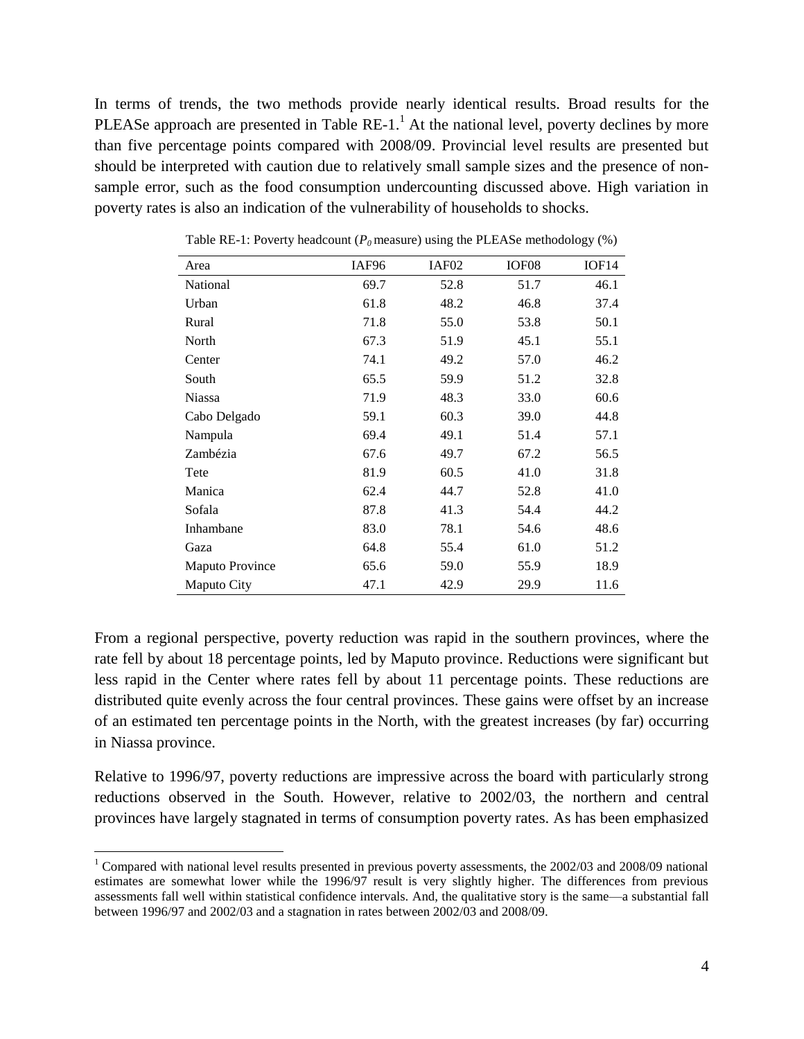In terms of trends, the two methods provide nearly identical results. Broad results for the PLEASe approach are presented in Table RE-1.[1] At the national level, poverty declines by more than five percentage points compared with 2008/09. Provincial level results are presented but should be interpreted with caution due to relatively small sample sizes and the presence of non-sample error, such as the food consumption undercounting discussed above. High variation in poverty rates is also an indication of the vulnerability of households to shocks.

Table RE-1: Poverty headcount ($P_0$ measure) using the PLEASe methodology (%)

| Area | IAF96 | IAF02 | IOF08 | IOF14 |
|---|---|---|---|---|
| National | 69.7 | 52.8 | 51.7 | 46.1 |
| Urban | 61.8 | 48.2 | 46.8 | 37.4 |
| Rural | 71.8 | 55.0 | 53.8 | 50.1 |
| North | 67.3 | 51.9 | 45.1 | 55.1 |
| Center | 74.1 | 49.2 | 57.0 | 46.2 |
| South | 65.5 | 59.9 | 51.2 | 32.8 |
| Niassa | 71.9 | 48.3 | 33.0 | 60.6 |
| Cabo Delgado | 59.1 | 60.3 | 39.0 | 44.8 |
| Nampula | 69.4 | 49.1 | 51.4 | 57.1 |
| Zambézia | 67.6 | 49.7 | 67.2 | 56.5 |
| Tete | 81.9 | 60.5 | 41.0 | 31.8 |
| Manica | 62.4 | 44.7 | 52.8 | 41.0 |
| Sofala | 87.8 | 41.3 | 54.4 | 44.2 |
| Inhambane | 83.0 | 78.1 | 54.6 | 48.6 |
| Gaza | 64.8 | 55.4 | 61.0 | 51.2 |
| Maputo Province | 65.6 | 59.0 | 55.9 | 18.9 |
| Maputo City | 47.1 | 42.9 | 29.9 | 11.6 |

From a regional perspective, poverty reduction was rapid in the southern provinces, where the rate fell by about 18 percentage points, led by Maputo province. Reductions were significant but less rapid in the Center where rates fell by about 11 percentage points. These reductions are distributed quite evenly across the four central provinces. These gains were offset by an increase of an estimated ten percentage points in the North, with the greatest increases (by far) occurring in Niassa province.

Relative to 1996/97, poverty reductions are impressive across the board with particularly strong reductions observed in the South. However, relative to 2002/03, the northern and central provinces have largely stagnated in terms of consumption poverty rates. As has been emphasized

[1] Compared with national level results presented in previous poverty assessments, the 2002/03 and 2008/09 national estimates are somewhat lower while the 1996/97 result is very slightly higher. The differences from previous assessments fall well within statistical confidence intervals. And, the qualitative story is the same—a substantial fall between 1996/97 and 2002/03 and a stagnation in rates between 2002/03 and 2008/09.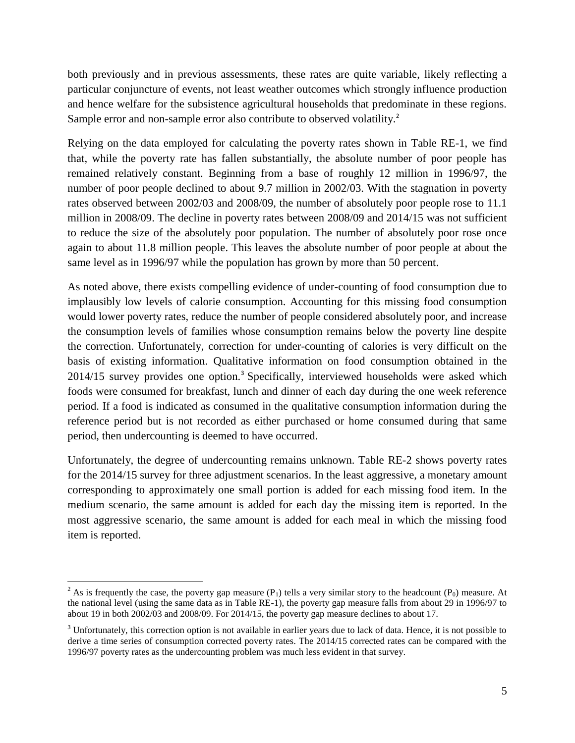both previously and in previous assessments, these rates are quite variable, likely reflecting a particular conjuncture of events, not least weather outcomes which strongly influence production and hence welfare for the subsistence agricultural households that predominate in these regions. Sample error and non-sample error also contribute to observed volatility.[2]

Relying on the data employed for calculating the poverty rates shown in Table RE-1, we find that, while the poverty rate has fallen substantially, the absolute number of poor people has remained relatively constant. Beginning from a base of roughly 12 million in 1996/97, the number of poor people declined to about 9.7 million in 2002/03. With the stagnation in poverty rates observed between 2002/03 and 2008/09, the number of absolutely poor people rose to 11.1 million in 2008/09. The decline in poverty rates between 2008/09 and 2014/15 was not sufficient to reduce the size of the absolutely poor population. The number of absolutely poor rose once again to about 11.8 million people. This leaves the absolute number of poor people at about the same level as in 1996/97 while the population has grown by more than 50 percent.

As noted above, there exists compelling evidence of under-counting of food consumption due to implausibly low levels of calorie consumption. Accounting for this missing food consumption would lower poverty rates, reduce the number of people considered absolutely poor, and increase the consumption levels of families whose consumption remains below the poverty line despite the correction. Unfortunately, correction for under-counting of calories is very difficult on the basis of existing information. Qualitative information on food consumption obtained in the 2014/15 survey provides one option.[3] Specifically, interviewed households were asked which foods were consumed for breakfast, lunch and dinner of each day during the one week reference period. If a food is indicated as consumed in the qualitative consumption information during the reference period but is not recorded as either purchased or home consumed during that same period, then undercounting is deemed to have occurred.

Unfortunately, the degree of undercounting remains unknown. Table RE-2 shows poverty rates for the 2014/15 survey for three adjustment scenarios. In the least aggressive, a monetary amount corresponding to approximately one small portion is added for each missing food item. In the medium scenario, the same amount is added for each day the missing item is reported. In the most aggressive scenario, the same amount is added for each meal in which the missing food item is reported.

---

[2] As is frequently the case, the poverty gap measure ($P_1$) tells a very similar story to the headcount ($P_0$) measure. At the national level (using the same data as in Table RE-1), the poverty gap measure falls from about 29 in 1996/97 to about 19 in both 2002/03 and 2008/09. For 2014/15, the poverty gap measure declines to about 17.

[3] Unfortunately, this correction option is not available in earlier years due to lack of data. Hence, it is not possible to derive a time series of consumption corrected poverty rates. The 2014/15 corrected rates can be compared with the 1996/97 poverty rates as the undercounting problem was much less evident in that survey.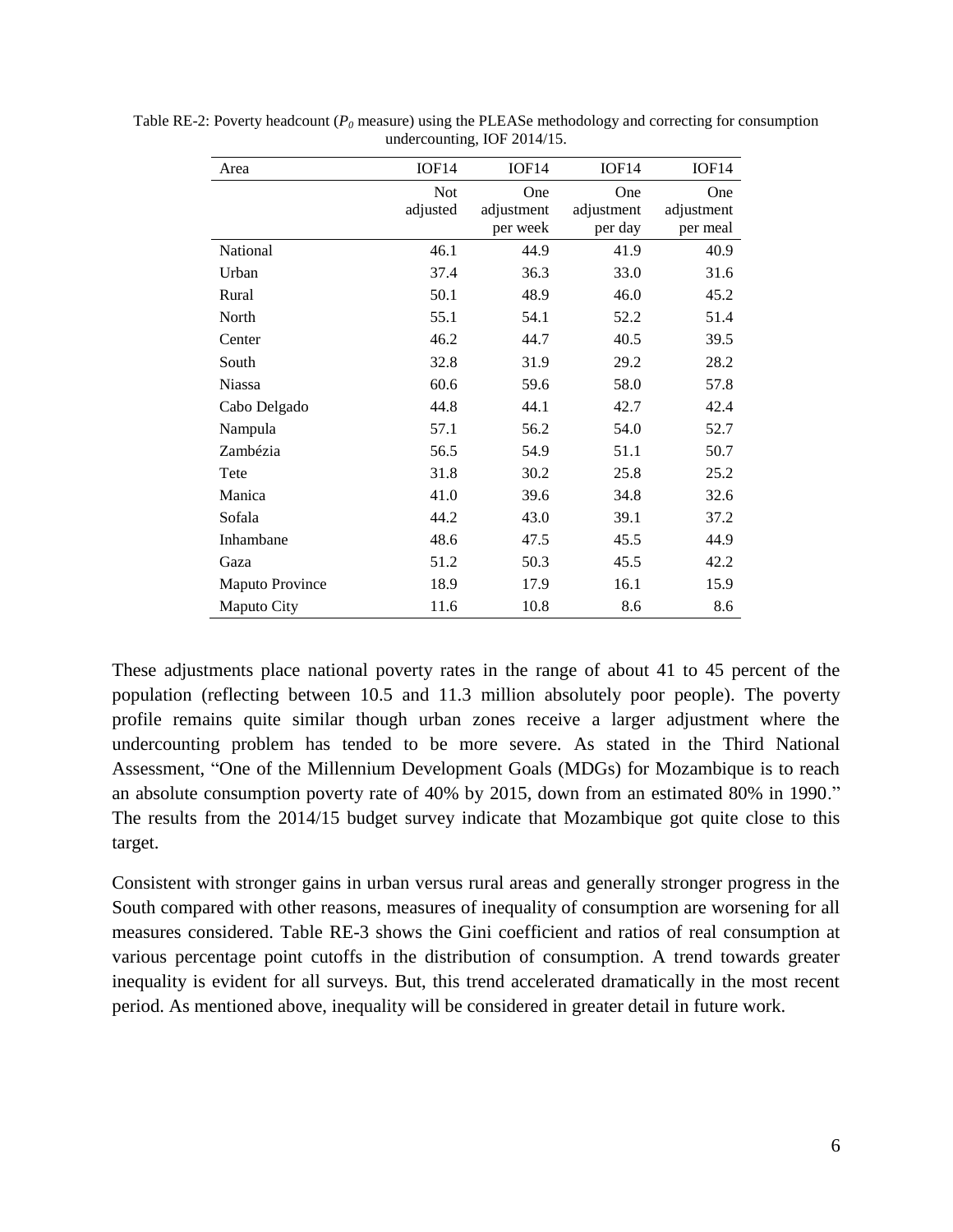Table RE-2: Poverty headcount ($P_0$ measure) using the PLEASe methodology and correcting for consumption undercounting, IOF 2014/15.

| Area | IOF14 | IOF14 | IOF14 | IOF14 |
|---|---|---|---|---|
| | Not adjusted | One adjustment per week | One adjustment per day | One adjustment per meal |
| National | 46.1 | 44.9 | 41.9 | 40.9 |
| Urban | 37.4 | 36.3 | 33.0 | 31.6 |
| Rural | 50.1 | 48.9 | 46.0 | 45.2 |
| North | 55.1 | 54.1 | 52.2 | 51.4 |
| Center | 46.2 | 44.7 | 40.5 | 39.5 |
| South | 32.8 | 31.9 | 29.2 | 28.2 |
| Niassa | 60.6 | 59.6 | 58.0 | 57.8 |
| Cabo Delgado | 44.8 | 44.1 | 42.7 | 42.4 |
| Nampula | 57.1 | 56.2 | 54.0 | 52.7 |
| Zambézia | 56.5 | 54.9 | 51.1 | 50.7 |
| Tete | 31.8 | 30.2 | 25.8 | 25.2 |
| Manica | 41.0 | 39.6 | 34.8 | 32.6 |
| Sofala | 44.2 | 43.0 | 39.1 | 37.2 |
| Inhambane | 48.6 | 47.5 | 45.5 | 44.9 |
| Gaza | 51.2 | 50.3 | 45.5 | 42.2 |
| Maputo Province | 18.9 | 17.9 | 16.1 | 15.9 |
| Maputo City | 11.6 | 10.8 | 8.6 | 8.6 |

These adjustments place national poverty rates in the range of about 41 to 45 percent of the population (reflecting between 10.5 and 11.3 million absolutely poor people). The poverty profile remains quite similar though urban zones receive a larger adjustment where the undercounting problem has tended to be more severe. As stated in the Third National Assessment, "One of the Millennium Development Goals (MDGs) for Mozambique is to reach an absolute consumption poverty rate of 40% by 2015, down from an estimated 80% in 1990." The results from the 2014/15 budget survey indicate that Mozambique got quite close to this target.

Consistent with stronger gains in urban versus rural areas and generally stronger progress in the South compared with other reasons, measures of inequality of consumption are worsening for all measures considered. Table RE-3 shows the Gini coefficient and ratios of real consumption at various percentage point cutoffs in the distribution of consumption. A trend towards greater inequality is evident for all surveys. But, this trend accelerated dramatically in the most recent period. As mentioned above, inequality will be considered in greater detail in future work.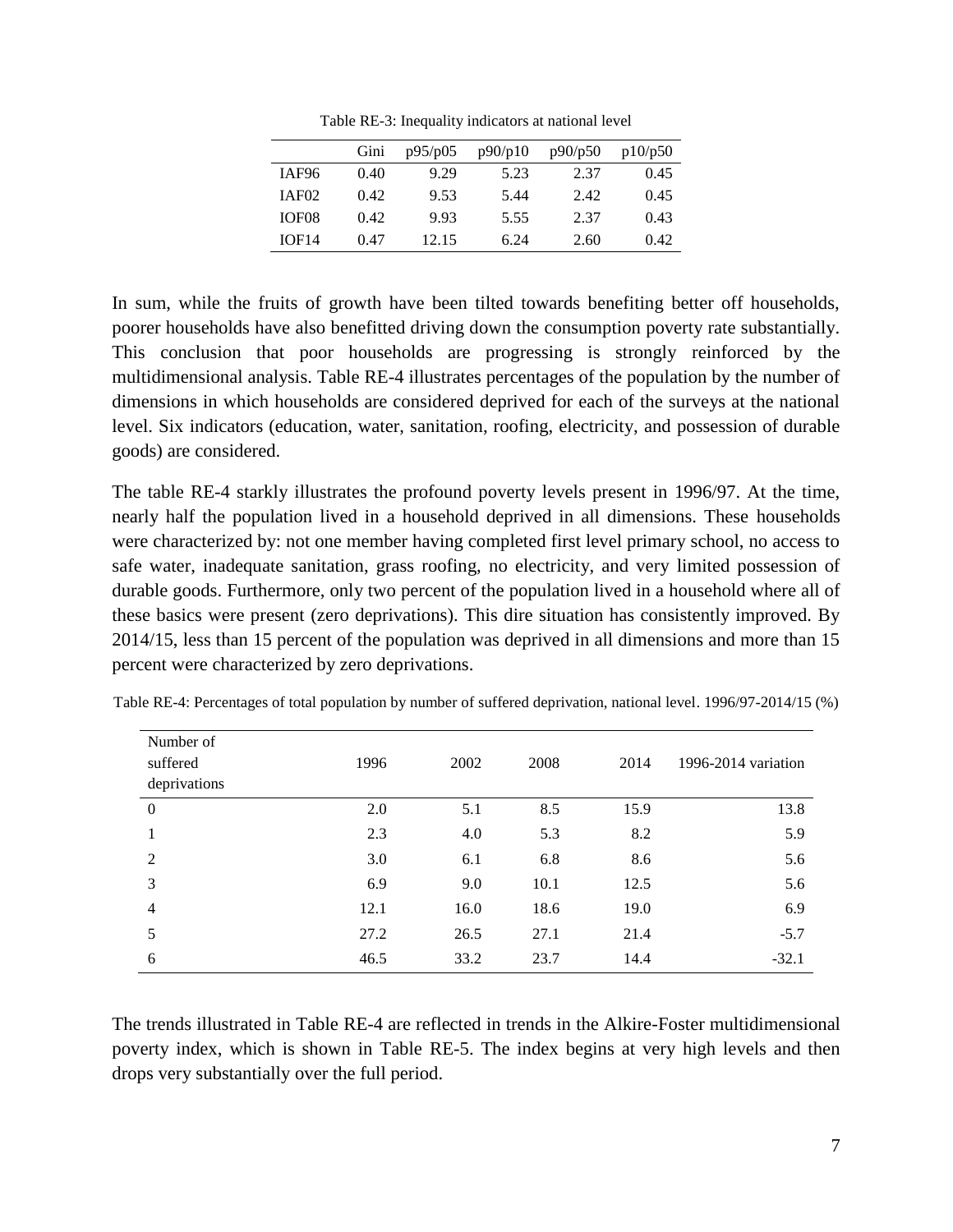Table RE-3: Inequality indicators at national level

| | Gini | p95/p05 | p90/p10 | p90/p50 | p10/p50 |
|---|---|---|---|---|---|
| IAF96 | 0.40 | 9.29 | 5.23 | 2.37 | 0.45 |
| IAF02 | 0.42 | 9.53 | 5.44 | 2.42 | 0.45 |
| IOF08 | 0.42 | 9.93 | 5.55 | 2.37 | 0.43 |
| IOF14 | 0.47 | 12.15 | 6.24 | 2.60 | 0.42 |

In sum, while the fruits of growth have been tilted towards benefiting better off households, poorer households have also benefitted driving down the consumption poverty rate substantially. This conclusion that poor households are progressing is strongly reinforced by the multidimensional analysis. Table RE-4 illustrates percentages of the population by the number of dimensions in which households are considered deprived for each of the surveys at the national level. Six indicators (education, water, sanitation, roofing, electricity, and possession of durable goods) are considered.

The table RE-4 starkly illustrates the profound poverty levels present in 1996/97. At the time, nearly half the population lived in a household deprived in all dimensions. These households were characterized by: not one member having completed first level primary school, no access to safe water, inadequate sanitation, grass roofing, no electricity, and very limited possession of durable goods. Furthermore, only two percent of the population lived in a household where all of these basics were present (zero deprivations). This dire situation has consistently improved. By 2014/15, less than 15 percent of the population was deprived in all dimensions and more than 15 percent were characterized by zero deprivations.

Table RE-4: Percentages of total population by number of suffered deprivation, national level. 1996/97-2014/15 (%)

| Number of suffered deprivations | 1996 | 2002 | 2008 | 2014 | 1996-2014 variation |
|---|---|---|---|---|---|
| 0 | 2.0 | 5.1 | 8.5 | 15.9 | 13.8 |
| 1 | 2.3 | 4.0 | 5.3 | 8.2 | 5.9 |
| 2 | 3.0 | 6.1 | 6.8 | 8.6 | 5.6 |
| 3 | 6.9 | 9.0 | 10.1 | 12.5 | 5.6 |
| 4 | 12.1 | 16.0 | 18.6 | 19.0 | 6.9 |
| 5 | 27.2 | 26.5 | 27.1 | 21.4 | -5.7 |
| 6 | 46.5 | 33.2 | 23.7 | 14.4 | -32.1 |

The trends illustrated in Table RE-4 are reflected in trends in the Alkire-Foster multidimensional poverty index, which is shown in Table RE-5. The index begins at very high levels and then drops very substantially over the full period.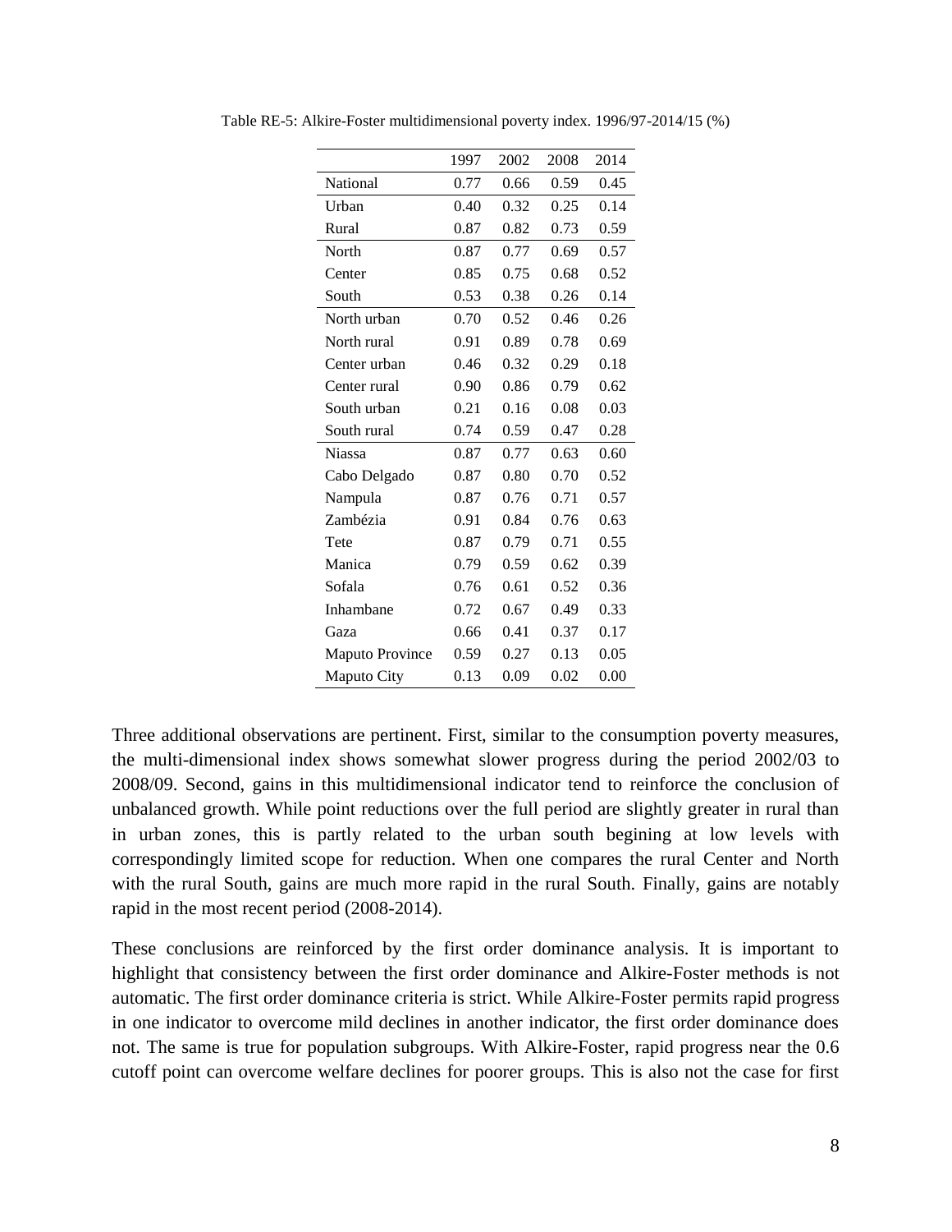Table RE-5: Alkire-Foster multidimensional poverty index. 1996/97-2014/15 (%)

| | 1997 | 2002 | 2008 | 2014 |
|---|---|---|---|---|
| National | 0.77 | 0.66 | 0.59 | 0.45 |
| Urban | 0.40 | 0.32 | 0.25 | 0.14 |
| Rural | 0.87 | 0.82 | 0.73 | 0.59 |
| North | 0.87 | 0.77 | 0.69 | 0.57 |
| Center | 0.85 | 0.75 | 0.68 | 0.52 |
| South | 0.53 | 0.38 | 0.26 | 0.14 |
| North urban | 0.70 | 0.52 | 0.46 | 0.26 |
| North rural | 0.91 | 0.89 | 0.78 | 0.69 |
| Center urban | 0.46 | 0.32 | 0.29 | 0.18 |
| Center rural | 0.90 | 0.86 | 0.79 | 0.62 |
| South urban | 0.21 | 0.16 | 0.08 | 0.03 |
| South rural | 0.74 | 0.59 | 0.47 | 0.28 |
| Niassa | 0.87 | 0.77 | 0.63 | 0.60 |
| Cabo Delgado | 0.87 | 0.80 | 0.70 | 0.52 |
| Nampula | 0.87 | 0.76 | 0.71 | 0.57 |
| Zambézia | 0.91 | 0.84 | 0.76 | 0.63 |
| Tete | 0.87 | 0.79 | 0.71 | 0.55 |
| Manica | 0.79 | 0.59 | 0.62 | 0.39 |
| Sofala | 0.76 | 0.61 | 0.52 | 0.36 |
| Inhambane | 0.72 | 0.67 | 0.49 | 0.33 |
| Gaza | 0.66 | 0.41 | 0.37 | 0.17 |
| Maputo Province | 0.59 | 0.27 | 0.13 | 0.05 |
| Maputo City | 0.13 | 0.09 | 0.02 | 0.00 |

Three additional observations are pertinent. First, similar to the consumption poverty measures, the multi-dimensional index shows somewhat slower progress during the period 2002/03 to 2008/09. Second, gains in this multidimensional indicator tend to reinforce the conclusion of unbalanced growth. While point reductions over the full period are slightly greater in rural than in urban zones, this is partly related to the urban south begining at low levels with correspondingly limited scope for reduction. When one compares the rural Center and North with the rural South, gains are much more rapid in the rural South. Finally, gains are notably rapid in the most recent period (2008-2014).

These conclusions are reinforced by the first order dominance analysis. It is important to highlight that consistency between the first order dominance and Alkire-Foster methods is not automatic. The first order dominance criteria is strict. While Alkire-Foster permits rapid progress in one indicator to overcome mild declines in another indicator, the first order dominance does not. The same is true for population subgroups. With Alkire-Foster, rapid progress near the 0.6 cutoff point can overcome welfare declines for poorer groups. This is also not the case for first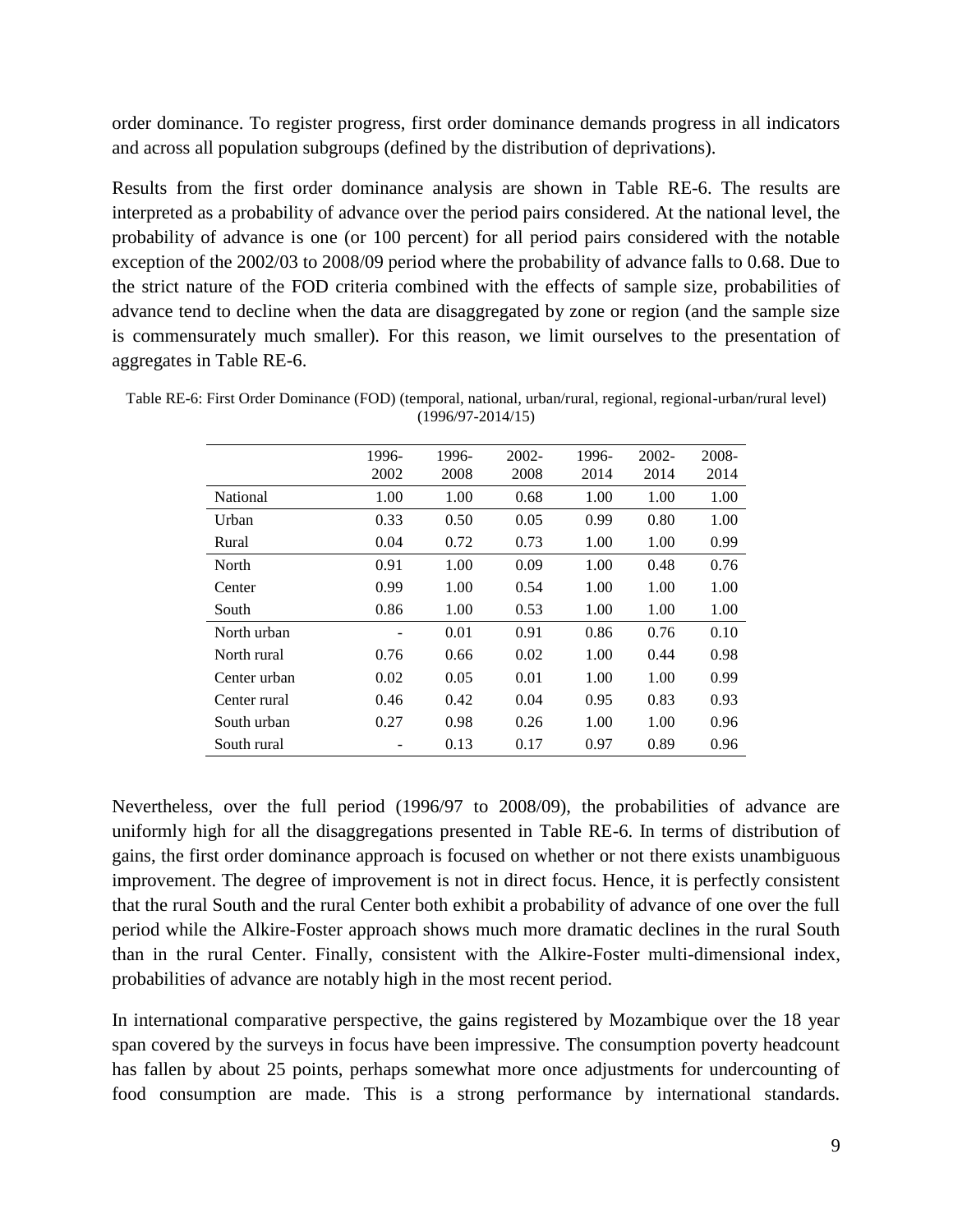order dominance. To register progress, first order dominance demands progress in all indicators and across all population subgroups (defined by the distribution of deprivations).

Results from the first order dominance analysis are shown in Table RE-6. The results are interpreted as a probability of advance over the period pairs considered. At the national level, the probability of advance is one (or 100 percent) for all period pairs considered with the notable exception of the 2002/03 to 2008/09 period where the probability of advance falls to 0.68. Due to the strict nature of the FOD criteria combined with the effects of sample size, probabilities of advance tend to decline when the data are disaggregated by zone or region (and the sample size is commensurately much smaller). For this reason, we limit ourselves to the presentation of aggregates in Table RE-6.

Table RE-6: First Order Dominance (FOD) (temporal, national, urban/rural, regional, regional-urban/rural level) (1996/97-2014/15)

| | 1996-2002 | 1996-2008 | 2002-2008 | 1996-2014 | 2002-2014 | 2008-2014 |
|---|---|---|---|---|---|---|
| National | 1.00 | 1.00 | 0.68 | 1.00 | 1.00 | 1.00 |
| Urban | 0.33 | 0.50 | 0.05 | 0.99 | 0.80 | 1.00 |
| Rural | 0.04 | 0.72 | 0.73 | 1.00 | 1.00 | 0.99 |
| North | 0.91 | 1.00 | 0.09 | 1.00 | 0.48 | 0.76 |
| Center | 0.99 | 1.00 | 0.54 | 1.00 | 1.00 | 1.00 |
| South | 0.86 | 1.00 | 0.53 | 1.00 | 1.00 | 1.00 |
| North urban | - | 0.01 | 0.91 | 0.86 | 0.76 | 0.10 |
| North rural | 0.76 | 0.66 | 0.02 | 1.00 | 0.44 | 0.98 |
| Center urban | 0.02 | 0.05 | 0.01 | 1.00 | 1.00 | 0.99 |
| Center rural | 0.46 | 0.42 | 0.04 | 0.95 | 0.83 | 0.93 |
| South urban | 0.27 | 0.98 | 0.26 | 1.00 | 1.00 | 0.96 |
| South rural | - | 0.13 | 0.17 | 0.97 | 0.89 | 0.96 |

Nevertheless, over the full period (1996/97 to 2008/09), the probabilities of advance are uniformly high for all the disaggregations presented in Table RE-6. In terms of distribution of gains, the first order dominance approach is focused on whether or not there exists unambiguous improvement. The degree of improvement is not in direct focus. Hence, it is perfectly consistent that the rural South and the rural Center both exhibit a probability of advance of one over the full period while the Alkire-Foster approach shows much more dramatic declines in the rural South than in the rural Center. Finally, consistent with the Alkire-Foster multi-dimensional index, probabilities of advance are notably high in the most recent period.

In international comparative perspective, the gains registered by Mozambique over the 18 year span covered by the surveys in focus have been impressive. The consumption poverty headcount has fallen by about 25 points, perhaps somewhat more once adjustments for undercounting of food consumption are made. This is a strong performance by international standards.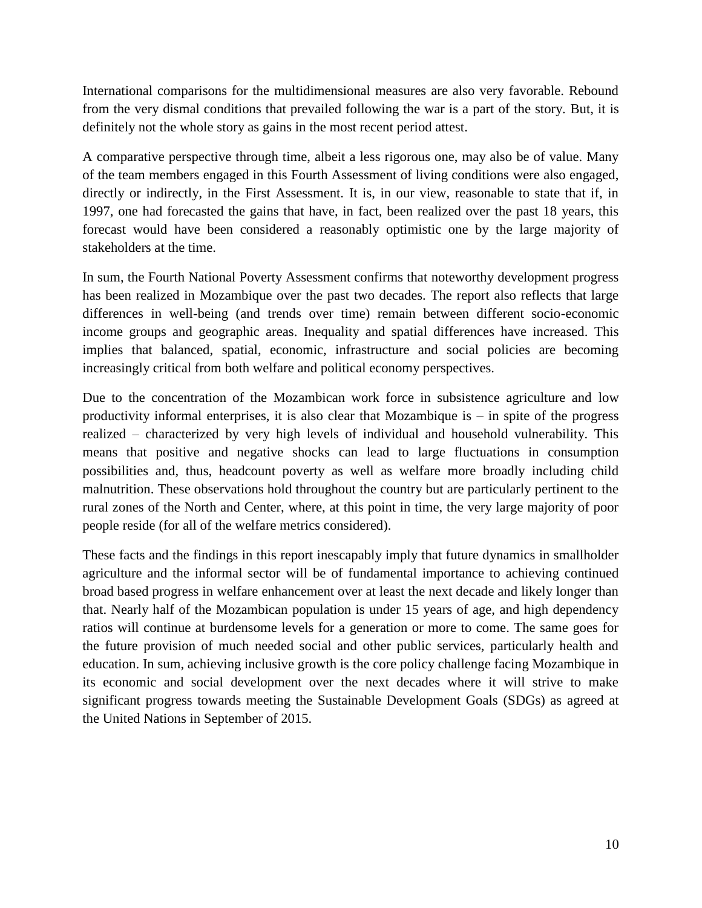International comparisons for the multidimensional measures are also very favorable. Rebound from the very dismal conditions that prevailed following the war is a part of the story. But, it is definitely not the whole story as gains in the most recent period attest.

A comparative perspective through time, albeit a less rigorous one, may also be of value. Many of the team members engaged in this Fourth Assessment of living conditions were also engaged, directly or indirectly, in the First Assessment. It is, in our view, reasonable to state that if, in 1997, one had forecasted the gains that have, in fact, been realized over the past 18 years, this forecast would have been considered a reasonably optimistic one by the large majority of stakeholders at the time.

In sum, the Fourth National Poverty Assessment confirms that noteworthy development progress has been realized in Mozambique over the past two decades. The report also reflects that large differences in well-being (and trends over time) remain between different socio-economic income groups and geographic areas. Inequality and spatial differences have increased. This implies that balanced, spatial, economic, infrastructure and social policies are becoming increasingly critical from both welfare and political economy perspectives.

Due to the concentration of the Mozambican work force in subsistence agriculture and low productivity informal enterprises, it is also clear that Mozambique is – in spite of the progress realized – characterized by very high levels of individual and household vulnerability. This means that positive and negative shocks can lead to large fluctuations in consumption possibilities and, thus, headcount poverty as well as welfare more broadly including child malnutrition. These observations hold throughout the country but are particularly pertinent to the rural zones of the North and Center, where, at this point in time, the very large majority of poor people reside (for all of the welfare metrics considered).

These facts and the findings in this report inescapably imply that future dynamics in smallholder agriculture and the informal sector will be of fundamental importance to achieving continued broad based progress in welfare enhancement over at least the next decade and likely longer than that. Nearly half of the Mozambican population is under 15 years of age, and high dependency ratios will continue at burdensome levels for a generation or more to come. The same goes for the future provision of much needed social and other public services, particularly health and education. In sum, achieving inclusive growth is the core policy challenge facing Mozambique in its economic and social development over the next decades where it will strive to make significant progress towards meeting the Sustainable Development Goals (SDGs) as agreed at the United Nations in September of 2015.